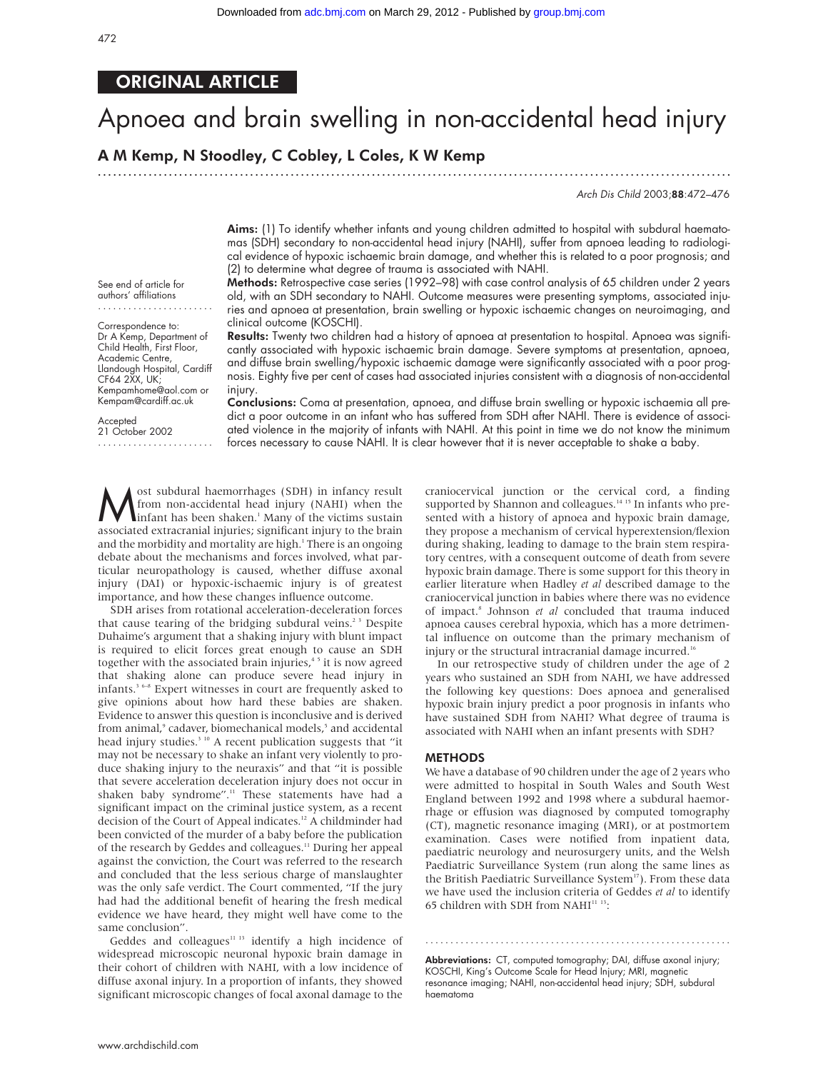ORIGINAL ARTICLE

# Apnoea and brain swelling in non-accidental head injury

**A M Kemp, N Stoodley, C Cobley, L Coles, K W Kemp**

See end of article for authors' affiliations

Correspondence to: Dr A Kemp, Department of Child Health, First Floor, Academic Centre, Llandough Hospital, Cardiff CF64 2XX, UK; Kempamhome@aol.com or Kempam@cardiff.ac.uk

Accepted 21 October 2002

**Aims:** (1) To identify whether infants and young children admitted to hospital with subdural haematomas (SDH) secondary to non-accidental head injury (NAHI), suffer from apnoea leading to radiological evidence of hypoxic ischaemic brain damage, and whether this is related to a poor prognosis; and (2) to determine what degree of trauma is associated with NAHI.

**Methods:** Retrospective case series (1992–98) with case control analysis of 65 children under 2 years old, with an SDH secondary to NAHI. Outcome measures were presenting symptoms, associated injuries and apnoea at presentation, brain swelling or hypoxic ischaemic changes on neuroimaging, and clinical outcome (KOSCHI).

**Results:** Twenty two children had a history of apnoea at presentation to hospital. Apnoea was significantly associated with hypoxic ischaemic brain damage. Severe symptoms at presentation, apnoea, and diffuse brain swelling/hypoxic ischaemic damage were significantly associated with a poor prognosis. Eighty five per cent of cases had associated injuries consistent with a diagnosis of non-accidental injury.

**Conclusions:** Coma at presentation, apnoea, and diffuse brain swelling or hypoxic ischaemia all predict a poor outcome in an infant who has suffered from SDH after NAHI. There is evidence of associated violence in the majority of infants with NAHI. At this point in time we do not know the minimum forces necessary to cause NAHI. It is clear however that it is never acceptable to shake a baby.

Most subdural haemorrhages (SDH) in infancy result from non-accidental head injury (NAHI) when the infant has been shaken.[1] Many of the victims sustain associated extracranial injuries; significant injury to the brain and the morbidity and mortality are high.[1] There is an ongoing debate about the mechanisms and forces involved, what particular neuropathology is caused, whether diffuse axonal injury (DAI) or hypoxic-ischaemic injury is of greatest importance, and how these changes influence outcome.

SDH arises from rotational acceleration-deceleration forces that cause tearing of the bridging subdural veins.[2,3] Despite Duhaime's argument that a shaking injury with blunt impact is required to elicit forces great enough to cause an SDH together with the associated brain injuries,[4,5] it is now agreed that shaking alone can produce severe head injury in infants.[3,6–8] Expert witnesses in court are frequently asked to give opinions about how hard these babies are shaken. Evidence to answer this question is inconclusive and is derived from animal,[9] cadaver, biomechanical models,[5] and accidental head injury studies.[5,10] A recent publication suggests that "it may not be necessary to shake an infant very violently to produce shaking injury to the neuraxis" and that "it is possible that severe acceleration deceleration injury does not occur in shaken baby syndrome".[11] These statements have had a significant impact on the criminal justice system, as a recent decision of the Court of Appeal indicates.[12] A childminder had been convicted of the murder of a baby before the publication of the research by Geddes and colleagues.[11] During her appeal against the conviction, the Court was referred to the research and concluded that the less serious charge of manslaughter was the only safe verdict. The Court commented, "If the jury had had the additional benefit of hearing the fresh medical evidence we have heard, they might well have come to the same conclusion".

Geddes and colleagues[11,13] identify a high incidence of widespread microscopic neuronal hypoxic brain damage in their cohort of children with NAHI, with a low incidence of diffuse axonal injury. In a proportion of infants, they showed significant microscopic changes of focal axonal damage to the craniocervical junction or the cervical cord, a finding supported by Shannon and colleagues.[14,15] In infants who presented with a history of apnoea and hypoxic brain damage, they propose a mechanism of cervical hyperextension/flexion during shaking, leading to damage to the brain stem respiratory centres, with a consequent outcome of death from severe hypoxic brain damage. There is some support for this theory in earlier literature when Hadley *et al* described damage to the craniocervical junction in babies where there was no evidence of impact.[8] Johnson *et al* concluded that trauma induced apnoea causes cerebral hypoxia, which has a more detrimental influence on outcome than the primary mechanism of injury or the structural intracranial damage incurred.[16]

In our retrospective study of children under the age of 2 years who sustained an SDH from NAHI, we have addressed the following key questions: Does apnoea and generalised hypoxic brain injury predict a poor prognosis in infants who have sustained SDH from NAHI? What degree of trauma is associated with NAHI when an infant presents with SDH?

## METHODS

We have a database of 90 children under the age of 2 years who were admitted to hospital in South Wales and South West England between 1992 and 1998 where a subdural haemorrhage or effusion was diagnosed by computed tomography (CT), magnetic resonance imaging (MRI), or at postmortem examination. Cases were notified from inpatient data, paediatric neurology and neurosurgery units, and the Welsh Paediatric Surveillance System (run along the same lines as the British Paediatric Surveillance System[17]). From these data we have used the inclusion criteria of Geddes *et al* to identify 65 children with SDH from NAHI[11,13]:

**Abbreviations:** CT, computed tomography; DAI, diffuse axonal injury; KOSCHI, King's Outcome Scale for Head Injury; MRI, magnetic resonance imaging; NAHI, non-accidental head injury; SDH, subdural haematoma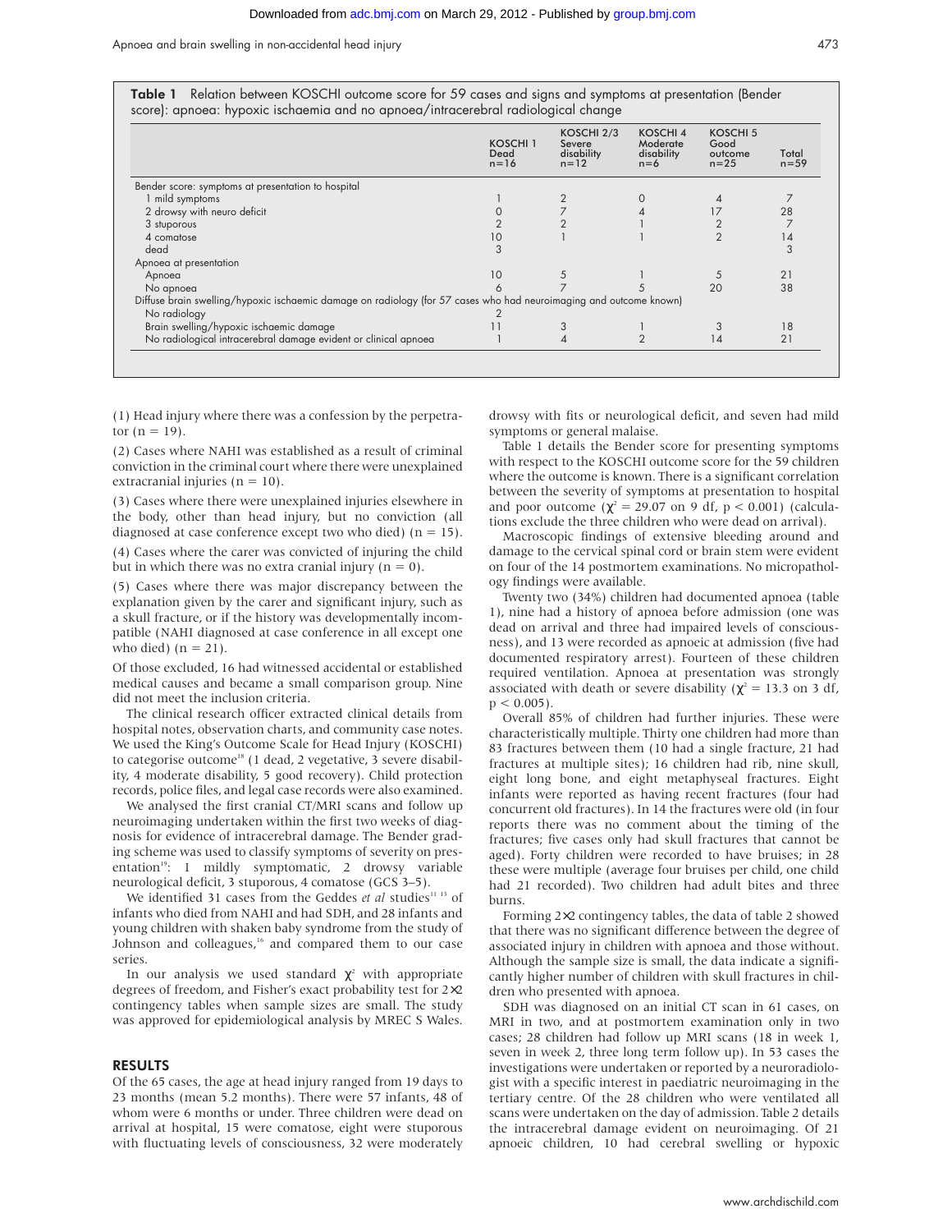**Table 1** Relation between KOSCHI outcome score for 59 cases and signs and symptoms at presentation (Bender score): apnoea: hypoxic ischaemia and no apnoea/intracerebral radiological change

| | KOSCHI 1 Dead n=16 | KOSCHI 2/3 Severe disability n=12 | KOSCHI 4 Moderate disability n=6 | KOSCHI 5 Good outcome n=25 | Total n=59 |
|---|---|---|---|---|---|
| Bender score: symptoms at presentation to hospital | | | | | |
| 1 mild symptoms | 1 | 2 | 0 | 4 | 7 |
| 2 drowsy with neuro deficit | 0 | 7 | 4 | 17 | 28 |
| 3 stuporous | 2 | 2 | 1 | 2 | 7 |
| 4 comatose | 10 | 1 | 1 | 2 | 14 |
| dead | 3 | | | | 3 |
| Apnoea at presentation | | | | | |
| Apnoea | 10 | 5 | 1 | 5 | 21 |
| No apnoea | 6 | 7 | 5 | 20 | 38 |
| Diffuse brain swelling/hypoxic ischaemic damage on radiology (for 57 cases who had neuroimaging and outcome known) | | | | | |
| No radiology | 2 | | | | |
| Brain swelling/hypoxic ischaemic damage | 11 | 3 | 1 | 3 | 18 |
| No radiological intracerebral damage evident or clinical apnoea | 1 | 4 | 2 | 14 | 21 |

(1) Head injury where there was a confession by the perpetrator (n = 19).

(2) Cases where NAHI was established as a result of criminal conviction in the criminal court where there were unexplained extracranial injuries (n = 10).

(3) Cases where there were unexplained injuries elsewhere in the body, other than head injury, but no conviction (all diagnosed at case conference except two who died) (n = 15).

(4) Cases where the carer was convicted of injuring the child but in which there was no extra cranial injury (n = 0).

(5) Cases where there was major discrepancy between the explanation given by the carer and significant injury, such as a skull fracture, or if the history was developmentally incompatible (NAHI diagnosed at case conference in all except one who died) (n = 21).

Of those excluded, 16 had witnessed accidental or established medical causes and became a small comparison group. Nine did not meet the inclusion criteria.

The clinical research officer extracted clinical details from hospital notes, observation charts, and community case notes. We used the King's Outcome Scale for Head Injury (KOSCHI) to categorise outcome[18] (1 dead, 2 vegetative, 3 severe disability, 4 moderate disability, 5 good recovery). Child protection records, police files, and legal case records were also examined.

We analysed the first cranial CT/MRI scans and follow up neuroimaging undertaken within the first two weeks of diagnosis for evidence of intracerebral damage. The Bender grading scheme was used to classify symptoms of severity on presentation[19]: 1 mildly symptomatic, 2 drowsy variable neurological deficit, 3 stuporous, 4 comatose (GCS 3–5).

We identified 31 cases from the Geddes *et al* studies[11 13] of infants who died from NAHI and had SDH, and 28 infants and young children with shaken baby syndrome from the study of Johnson and colleagues,[16] and compared them to our case series.

In our analysis we used standard $\chi^2$ with appropriate degrees of freedom, and Fisher's exact probability test for 2×2 contingency tables when sample sizes are small. The study was approved for epidemiological analysis by MREC S Wales.

## RESULTS

Of the 65 cases, the age at head injury ranged from 19 days to 23 months (mean 5.2 months). There were 57 infants, 48 of whom were 6 months or under. Three children were dead on arrival at hospital, 15 were comatose, eight were stuporous with fluctuating levels of consciousness, 32 were moderately drowsy with fits or neurological deficit, and seven had mild symptoms or general malaise.

Table 1 details the Bender score for presenting symptoms with respect to the KOSCHI outcome score for the 59 children where the outcome is known. There is a significant correlation between the severity of symptoms at presentation to hospital and poor outcome ($\chi^2 = 29.07$ on 9 df, $p < 0.001$) (calculations exclude the three children who were dead on arrival).

Macroscopic findings of extensive bleeding around and damage to the cervical spinal cord or brain stem were evident on four of the 14 postmortem examinations. No micropathology findings were available.

Twenty two (34%) children had documented apnoea (table 1), nine had a history of apnoea before admission (one was dead on arrival and three had impaired levels of consciousness), and 13 were recorded as apnoeic at admission (five had documented respiratory arrest). Fourteen of these children required ventilation. Apnoea at presentation was strongly associated with death or severe disability ($\chi^2 = 13.3$ on 3 df, $p < 0.005$).

Overall 85% of children had further injuries. These were characteristically multiple. Thirty one children had more than 83 fractures between them (10 had a single fracture, 21 had fractures at multiple sites); 16 children had rib, nine skull, eight long bone, and eight metaphyseal fractures. Eight infants were reported as having recent fractures (four had concurrent old fractures). In 14 the fractures were old (in four reports there was no comment about the timing of the fractures; five cases only had skull fractures that cannot be aged). Forty children were recorded to have bruises; in 28 these were multiple (average four bruises per child, one child had 21 recorded). Two children had adult bites and three burns.

Forming 2×2 contingency tables, the data of table 2 showed that there was no significant difference between the degree of associated injury in children with apnoea and those without. Although the sample size is small, the data indicate a significantly higher number of children with skull fractures in children who presented with apnoea.

SDH was diagnosed on an initial CT scan in 61 cases, on MRI in two, and at postmortem examination only in two cases; 28 children had follow up MRI scans (18 in week 1, seven in week 2, three long term follow up). In 53 cases the investigations were undertaken or reported by a neuroradiologist with a specific interest in paediatric neuroimaging in the tertiary centre. Of the 28 children who were ventilated all scans were undertaken on the day of admission. Table 2 details the intracerebral damage evident on neuroimaging. Of 21 apnoeic children, 10 had cerebral swelling or hypoxic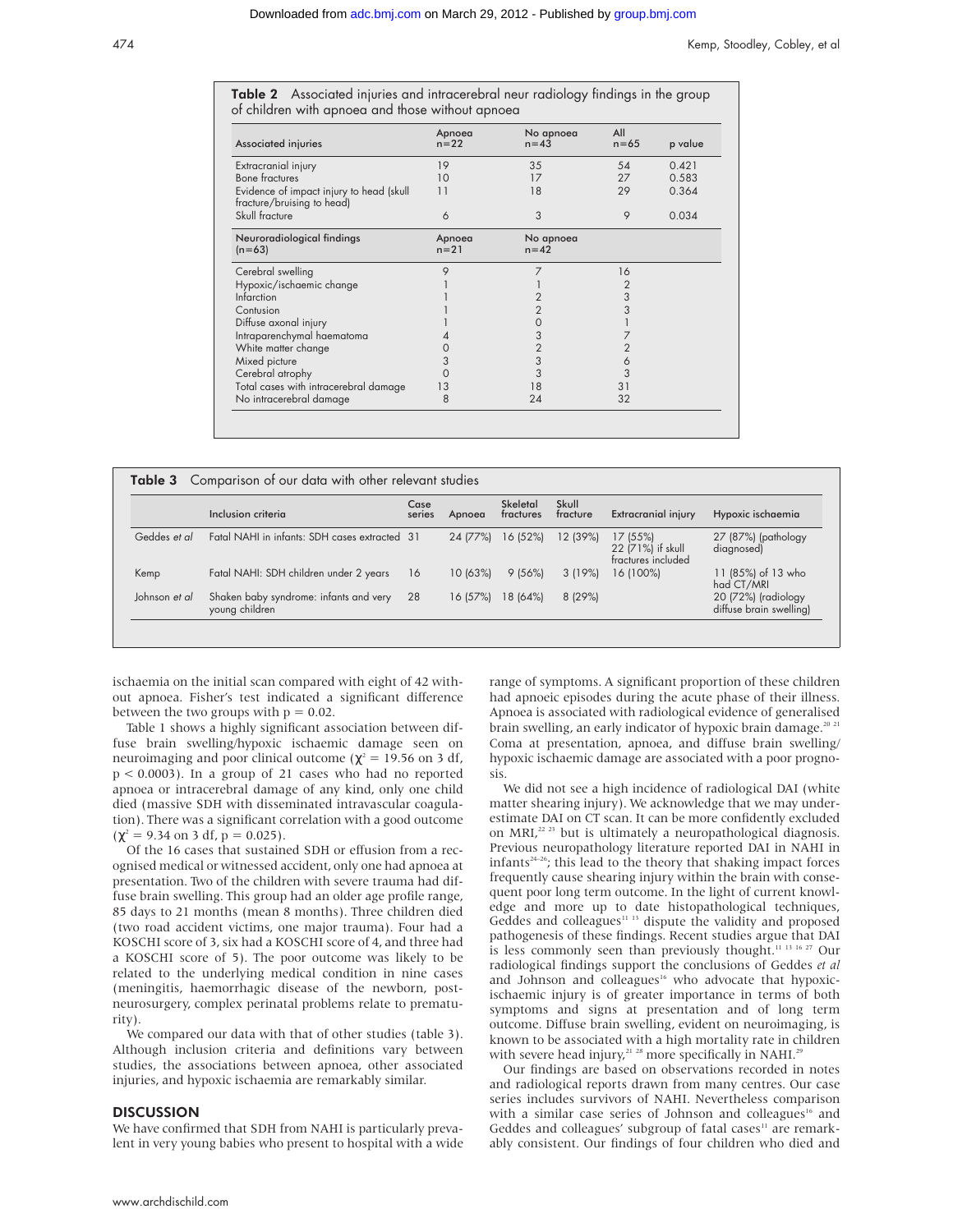**Table 2** Associated injuries and intracerebral neur radiology findings in the group of children with apnoea and those without apnoea

| Associated injuries | Apnoea n=22 | No apnoea n=43 | All n=65 | p value |
|---|---|---|---|---|
| Extracranial injury | 19 | 35 | 54 | 0.421 |
| Bone fractures | 10 | 17 | 27 | 0.583 |
| Evidence of impact injury to head (skull fracture/bruising to head) | 11 | 18 | 29 | 0.364 |
| Skull fracture | 6 | 3 | 9 | 0.034 |
| **Neuroradiological findings (n=63)** | **Apnoea n=21** | **No apnoea n=42** | | |
| Cerebral swelling | 9 | 7 | 16 | |
| Hypoxic/ischaemic change | 1 | 1 | 2 | |
| Infarction | 1 | 2 | 3 | |
| Contusion | 1 | 2 | 3 | |
| Diffuse axonal injury | 1 | 0 | 1 | |
| Intraparenchymal haematoma | 4 | 3 | 7 | |
| White matter change | 0 | 2 | 2 | |
| Mixed picture | 3 | 3 | 6 | |
| Cerebral atrophy | 0 | 3 | 3 | |
| Total cases with intracerebral damage | 13 | 18 | 31 | |
| No intracerebral damage | 8 | 24 | 32 | |

**Table 3** Comparison of our data with other relevant studies

| | Inclusion criteria | Case series | Apnoea | Skeletal fractures | Skull fracture | Extracranial injury | Hypoxic ischaemia |
|---|---|---|---|---|---|---|---|
| Geddes *et al* | Fatal NAHI in infants: SDH cases extracted | 31 | 24 (77%) | 16 (52%) | 12 (39%) | 17 (55%) 22 (71%) if skull fractures included | 27 (87%) (pathology diagnosed) |
| Kemp | Fatal NAHI: SDH children under 2 years | 16 | 10 (63%) | 9 (56%) | 3 (19%) | 16 (100%) | 11 (85%) of 13 who had CT/MRI |
| Johnson *et al* | Shaken baby syndrome: infants and very young children | 28 | 16 (57%) | 18 (64%) | 8 (29%) | | 20 (72%) (radiology diffuse brain swelling) |

ischaemia on the initial scan compared with eight of 42 without apnoea. Fisher's test indicated a significant difference between the two groups with $p = 0.02$.

Table 1 shows a highly significant association between diffuse brain swelling/hypoxic ischaemic damage seen on neuroimaging and poor clinical outcome ($\chi^2 = 19.56$ on 3 df, $p < 0.0003$). In a group of 21 cases who had no reported apnoea or intracerebral damage of any kind, only one child died (massive SDH with disseminated intravascular coagulation). There was a significant correlation with a good outcome ($\chi^2 = 9.34$ on 3 df, $p = 0.025$).

Of the 16 cases that sustained SDH or effusion from a recognised medical or witnessed accident, only one had apnoea at presentation. Two of the children with severe trauma had diffuse brain swelling. This group had an older age profile range, 85 days to 21 months (mean 8 months). Three children died (two road accident victims, one major trauma). Four had a KOSCHI score of 3, six had a KOSCHI score of 4, and three had a KOSCHI score of 5). The poor outcome was likely to be related to the underlying medical condition in nine cases (meningitis, haemorrhagic disease of the newborn, post-neurosurgery, complex perinatal problems relate to prematurity).

We compared our data with that of other studies (table 3). Although inclusion criteria and definitions vary between studies, the associations between apnoea, other associated injuries, and hypoxic ischaemia are remarkably similar.

## DISCUSSION

We have confirmed that SDH from NAHI is particularly prevalent in very young babies who present to hospital with a wide range of symptoms. A significant proportion of these children had apnoeic episodes during the acute phase of their illness. Apnoea is associated with radiological evidence of generalised brain swelling, an early indicator of hypoxic brain damage.[20 21] Coma at presentation, apnoea, and diffuse brain swelling/hypoxic ischaemic damage are associated with a poor prognosis.

We did not see a high incidence of radiological DAI (white matter shearing injury). We acknowledge that we may underestimate DAI on CT scan. It can be more confidently excluded on MRI,[22 23] but is ultimately a neuropathological diagnosis. Previous neuropathology literature reported DAI in NAHI in infants[24–26]; this lead to the theory that shaking impact forces frequently cause shearing injury within the brain with consequent poor long term outcome. In the light of current knowledge and more up to date histopathological techniques, Geddes and colleagues[11 13] dispute the validity and proposed pathogenesis of these findings. Recent studies argue that DAI is less commonly seen than previously thought.[11 13 16 27] Our radiological findings support the conclusions of Geddes *et al* and Johnson and colleagues[16] who advocate that hypoxic-ischaemic injury is of greater importance in terms of both symptoms and signs at presentation and of long term outcome. Diffuse brain swelling, evident on neuroimaging, is known to be associated with a high mortality rate in children with severe head injury,[21 28] more specifically in NAHI.[29]

Our findings are based on observations recorded in notes and radiological reports drawn from many centres. Our case series includes survivors of NAHI. Nevertheless comparison with a similar case series of Johnson and colleagues[16] and Geddes and colleagues' subgroup of fatal cases[11] are remarkably consistent. Our findings of four children who died and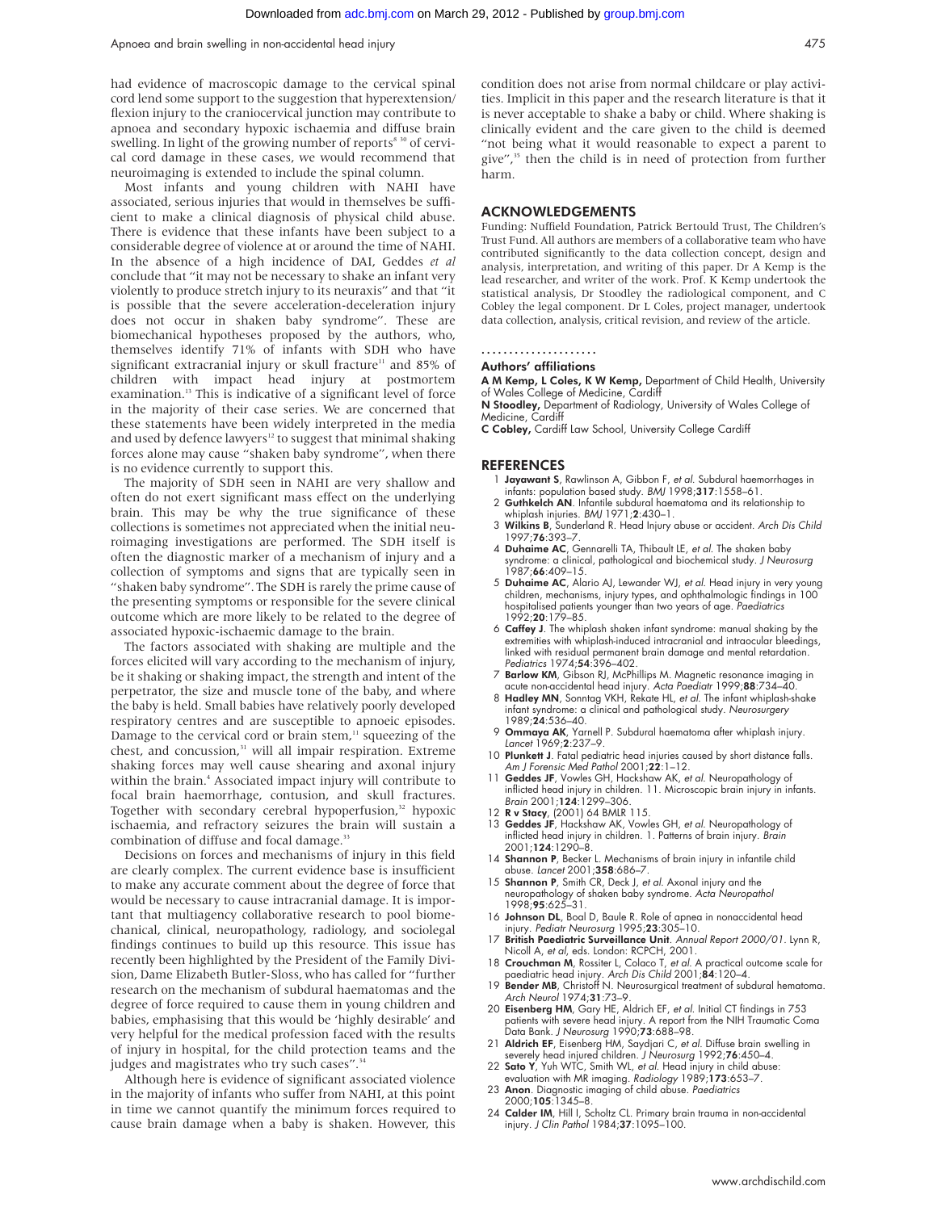had evidence of macroscopic damage to the cervical spinal cord lend some support to the suggestion that hyperextension/flexion injury to the craniocervical junction may contribute to apnoea and secondary hypoxic ischaemia and diffuse brain swelling. In light of the growing number of reports[8 30] of cervical cord damage in these cases, we would recommend that neuroimaging is extended to include the spinal column.

Most infants and young children with NAHI have associated, serious injuries that would in themselves be sufficient to make a clinical diagnosis of physical child abuse. There is evidence that these infants have been subject to a considerable degree of violence at or around the time of NAHI. In the absence of a high incidence of DAI, Geddes *et al* conclude that "it may not be necessary to shake an infant very violently to produce stretch injury to its neuraxis" and that "it is possible that the severe acceleration-deceleration injury does not occur in shaken baby syndrome". These are biomechanical hypotheses proposed by the authors, who, themselves identify 71% of infants with SDH who have significant extracranial injury or skull fracture[11] and 85% of children with impact head injury at postmortem examination.[13] This is indicative of a significant level of force in the majority of their case series. We are concerned that these statements have been widely interpreted in the media and used by defence lawyers[12] to suggest that minimal shaking forces alone may cause "shaken baby syndrome", when there is no evidence currently to support this.

The majority of SDH seen in NAHI are very shallow and often do not exert significant mass effect on the underlying brain. This may be why the true significance of these collections is sometimes not appreciated when the initial neuroimaging investigations are performed. The SDH itself is often the diagnostic marker of a mechanism of injury and a collection of symptoms and signs that are typically seen in "shaken baby syndrome". The SDH is rarely the prime cause of the presenting symptoms or responsible for the severe clinical outcome which are more likely to be related to the degree of associated hypoxic-ischaemic damage to the brain.

The factors associated with shaking are multiple and the forces elicited will vary according to the mechanism of injury, be it shaking or shaking impact, the strength and intent of the perpetrator, the size and muscle tone of the baby, and where the baby is held. Small babies have relatively poorly developed respiratory centres and are susceptible to apnoeic episodes. Damage to the cervical cord or brain stem,[11] squeezing of the chest, and concussion,[31] will all impair respiration. Extreme shaking forces may well cause shearing and axonal injury within the brain.[4] Associated impact injury will contribute to focal brain haemorrhage, contusion, and skull fractures. Together with secondary cerebral hypoperfusion,[32] hypoxic ischaemia, and refractory seizures the brain will sustain a combination of diffuse and focal damage.[33]

Decisions on forces and mechanisms of injury in this field are clearly complex. The current evidence base is insufficient to make any accurate comment about the degree of force that would be necessary to cause intracranial damage. It is important that multiagency collaborative research to pool biomechanical, clinical, neuropathology, radiology, and sociolegal findings continues to build up this resource. This issue has recently been highlighted by the President of the Family Division, Dame Elizabeth Butler-Sloss, who has called for "further research on the mechanism of subdural haematomas and the degree of force required to cause them in young children and babies, emphasising that this would be 'highly desirable' and very helpful for the medical profession faced with the results of injury in hospital, for the child protection teams and the judges and magistrates who try such cases".[34]

Although here is evidence of significant associated violence in the majority of infants who suffer from NAHI, at this point in time we cannot quantify the minimum forces required to cause brain damage when a baby is shaken. However, this condition does not arise from normal childcare or play activities. Implicit in this paper and the research literature is that it is never acceptable to shake a baby or child. Where shaking is clinically evident and the care given to the child is deemed "not being what it would reasonable to expect a parent to give",[35] then the child is in need of protection from further harm.

## ACKNOWLEDGEMENTS

Funding: Nuffield Foundation, Patrick Bertould Trust, The Children's Trust Fund. All authors are members of a collaborative team who have contributed significantly to the data collection concept, design and analysis, interpretation, and writing of this paper. Dr A Kemp is the lead researcher, and writer of the work. Prof. K Kemp undertook the statistical analysis, Dr Stoodley the radiological component, and C Cobley the legal component. Dr L Coles, project manager, undertook data collection, analysis, critical revision, and review of the article.

### Authors' affiliations

**A M Kemp, L Coles, K W Kemp,** Department of Child Health, University of Wales College of Medicine, Cardiff
**N Stoodley,** Department of Radiology, University of Wales College of Medicine, Cardiff
**C Cobley,** Cardiff Law School, University College Cardiff

## REFERENCES

1. **Jayawant S**, Rawlinson A, Gibbon F, *et al*. Subdural haemorrhages in infants: population based study. *BMJ* 1998;**317**:1558–61.
2. **Guthkelch AN**. Infantile subdural haematoma and its relationship to whiplash injuries. *BMJ* 1971;**2**:430–1.
3. **Wilkins B**, Sunderland R. Head Injury abuse or accident. *Arch Dis Child* 1997;**76**:393–7.
4. **Duhaime AC**, Gennarelli TA, Thibault LE, *et al*. The shaken baby syndrome: a clinical, pathological and biochemical study. *J Neurosurg* 1987;**66**:409–15.
5. **Duhaime AC**, Alario AJ, Lewander WJ, *et al*. Head injury in very young children, mechanisms, injury types, and ophthalmologic findings in 100 hospitalised patients younger than two years of age. *Paediatrics* 1992;**20**:179–85.
6. **Caffey J**. The whiplash shaken infant syndrome: manual shaking by the extremities with whiplash-induced intracranial and intraocular bleedings, linked with residual permanent brain damage and mental retardation. *Pediatrics* 1974;**54**:396–402.
7. **Barlow KM**, Gibson RJ, McPhillips M. Magnetic resonance imaging in acute non-accidental head injury. *Acta Paediatr* 1999;**88**:734–40.
8. **Hadley MN**, Sonntag VKH, Rekate HL, *et al*. The infant whiplash-shake infant syndrome: a clinical and pathological study. *Neurosurgery* 1989;**24**:536–40.
9. **Ommaya AK**, Yarnell P. Subdural haematoma after whiplash injury. *Lancet* 1969;**2**:237–9.
10. **Plunkett J**. Fatal pediatric head injuries caused by short distance falls. *Am J Forensic Med Pathol* 2001;**22**:1–12.
11. **Geddes JF**, Vowles GH, Hackshaw AK, *et al*. Neuropathology of inflicted head injury in children. 11. Microscopic brain injury in infants. *Brain* 2001;**124**:1299–306.
12. **R v Stacy**, (2001) 64 BMLR 115.
13. **Geddes JF**, Hackshaw AK, Vowles GH, *et al*. Neuropathology of inflicted head injury in children. 1. Patterns of brain injury. *Brain* 2001;**124**:1290–8.
14. **Shannon P**, Becker L. Mechanisms of brain injury in infantile child abuse. *Lancet* 2001;**358**:686–7.
15. **Shannon P**, Smith CR, Deck J, *et al*. Axonal injury and the neuropathology of shaken baby syndrome. *Acta Neuropathol* 1998;**95**:625–31.
16. **Johnson DL**, Boal D, Baule R. Role of apnea in nonaccidental head injury. *Pediatr Neurosurg* 1995;**23**:305–10.
17. **British Paediatric Surveillance Unit**. *Annual Report 2000/01*. Lynn R, Nicoll A, *et al*, eds. London: RCPCH, 2001.
18. **Crouchman M**, Rossiter L, Colaco T, *et al*. A practical outcome scale for paediatric head injury. *Arch Dis Child* 2001;**84**:120–4.
19. **Bender MB**, Christoff N. Neurosurgical treatment of subdural hematoma. *Arch Neurol* 1974;**31**:73–9.
20. **Eisenberg HM**, Gary HE, Aldrich EF, *et al*. Initial CT findings in 753 patients with severe head injury. A report from the NIH Traumatic Coma Data Bank. *J Neurosurg* 1990;**73**:688–98.
21. **Aldrich EF**, Eisenberg HM, Saydjari C, *et al*. Diffuse brain swelling in severely head injured children. *J Neurosurg* 1992;**76**:450–4.
22. **Sato Y**, Yuh WTC, Smith WL, *et al*. Head injury in child abuse: evaluation with MR imaging. *Radiology* 1989;**173**:653–7.
23. **Anon**. Diagnostic imaging of child abuse. *Paediatrics* 2000;**105**:1345–8.
24. **Calder IM**, Hill I, Scholtz CL. Primary brain trauma in non-accidental injury. *J Clin Pathol* 1984;**37**:1095–100.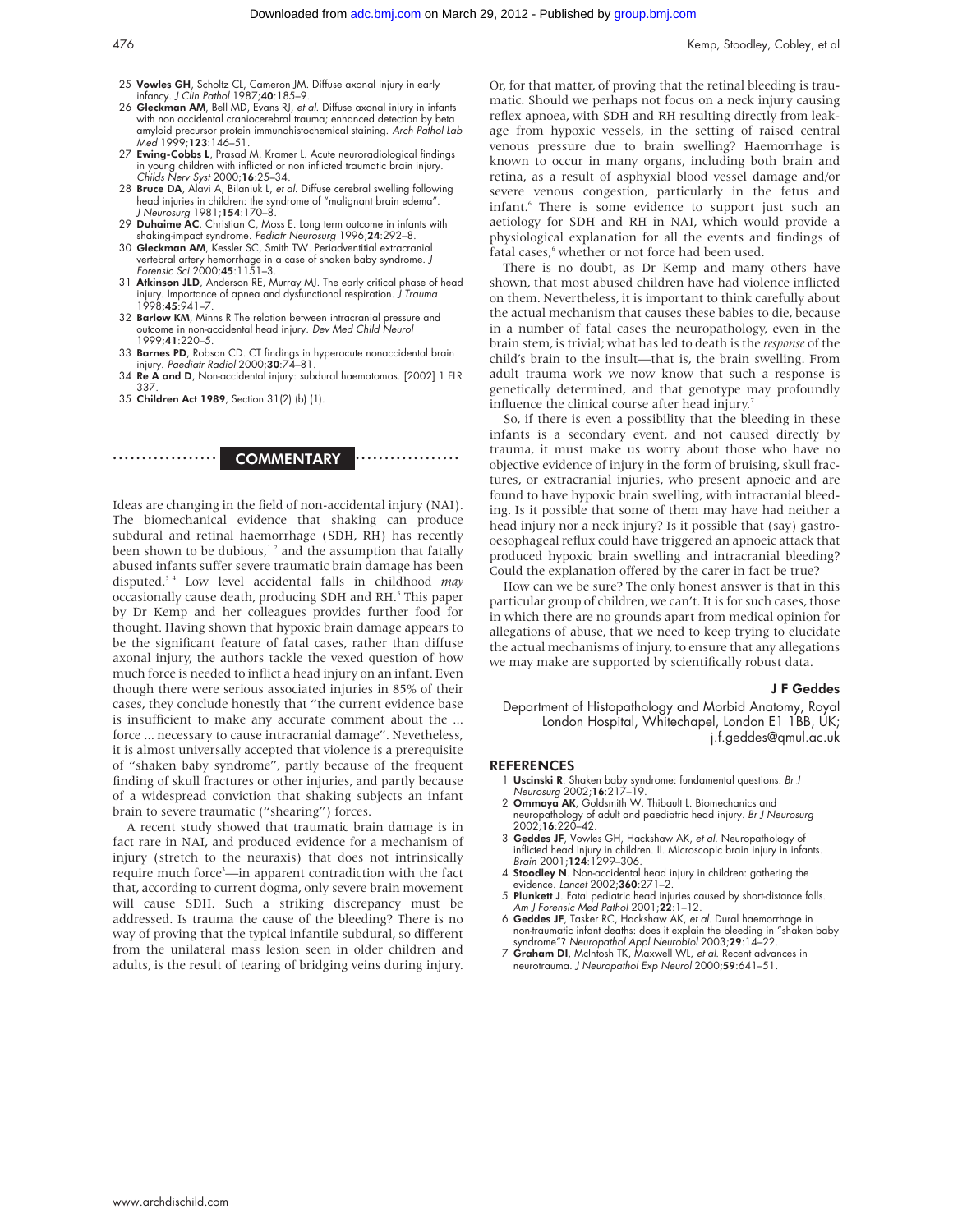25 **Vowles GH**, Scholtz CL, Cameron JM. Diffuse axonal injury in early infancy. *J Clin Pathol* 1987;**40**:185–9.
26 **Gleckman AM**, Bell MD, Evans RJ, *et al.* Diffuse axonal injury in infants with non accidental craniocerebral trauma; enhanced detection by beta amyloid precursor protein immunohistochemical staining. *Arch Pathol Lab Med* 1999;**123**:146–51.
27 **Ewing-Cobbs L**, Prasad M, Kramer L. Acute neuroradiological findings in young children with inflicted or non inflicted traumatic brain injury. *Childs Nerv Syst* 2000;**16**:25–34.
28 **Bruce DA**, Alavi A, Bilaniuk L, *et al.* Diffuse cerebral swelling following head injuries in children: the syndrome of "malignant brain edema". *J Neurosurg* 1981;**154**:170–8.
29 **Duhaime AC**, Christian C, Moss E. Long term outcome in infants with shaking-impact syndrome. *Pediatr Neurosurg* 1996;**24**:292–8.
30 **Gleckman AM**, Kessler SC, Smith TW. Periadventitial extracranial vertebral artery hemorrhage in a case of shaken baby syndrome. *J Forensic Sci* 2000;**45**:1151–3.
31 **Atkinson JLD**, Anderson RE, Murray MJ. The early critical phase of head injury. Importance of apnea and dysfunctional respiration. *J Trauma* 1998;**45**:941–7.
32 **Barlow KM**, Minns R The relation between intracranial pressure and outcome in non-accidental head injury. *Dev Med Child Neurol* 1999;**41**:220–5.
33 **Barnes PD**, Robson CD. CT findings in hyperacute nonaccidental brain injury. *Paediatr Radiol* 2000;**30**:74–81.
34 **Re A and D**, Non-accidental injury: subdural haematomas. [2002] 1 FLR 337.
35 **Children Act 1989**, Section 31(2) (b) (1).

## COMMENTARY

Ideas are changing in the field of non-accidental injury (NAI). The biomechanical evidence that shaking can produce subdural and retinal haemorrhage (SDH, RH) has recently been shown to be dubious,[1,2] and the assumption that fatally abused infants suffer severe traumatic brain damage has been disputed.[3,4] Low level accidental falls in childhood *may* occasionally cause death, producing SDH and RH.[5] This paper by Dr Kemp and her colleagues provides further food for thought. Having shown that hypoxic brain damage appears to be the significant feature of fatal cases, rather than diffuse axonal injury, the authors tackle the vexed question of how much force is needed to inflict a head injury on an infant. Even though there were serious associated injuries in 85% of their cases, they conclude honestly that "the current evidence base is insufficient to make any accurate comment about the ... force ... necessary to cause intracranial damage". Nevertheless, it is almost universally accepted that violence is a prerequisite of "shaken baby syndrome", partly because of the frequent finding of skull fractures or other injuries, and partly because of a widespread conviction that shaking subjects an infant brain to severe traumatic ("shearing") forces.

A recent study showed that traumatic brain damage is in fact rare in NAI, and produced evidence for a mechanism of injury (stretch to the neuraxis) that does not intrinsically require much force[3]—in apparent contradiction with the fact that, according to current dogma, only severe brain movement will cause SDH. Such a striking discrepancy must be addressed. Is trauma the cause of the bleeding? There is no way of proving that the typical infantile subdural, so different from the unilateral mass lesion seen in older children and adults, is the result of tearing of bridging veins during injury. Or, for that matter, of proving that the retinal bleeding is traumatic. Should we perhaps not focus on a neck injury causing reflex apnoea, with SDH and RH resulting directly from leakage from hypoxic vessels, in the setting of raised central venous pressure due to brain swelling? Haemorrhage is known to occur in many organs, including both brain and retina, as a result of asphyxial blood vessel damage and/or severe venous congestion, particularly in the fetus and infant.[6] There is some evidence to support just such an aetiology for SDH and RH in NAI, which would provide a physiological explanation for all the events and findings of fatal cases,[6] whether or not force had been used.

There is no doubt, as Dr Kemp and many others have shown, that most abused children have had violence inflicted on them. Nevertheless, it is important to think carefully about the actual mechanism that causes these babies to die, because in a number of fatal cases the neuropathology, even in the brain stem, is trivial; what has led to death is the *response* of the child's brain to the insult—that is, the brain swelling. From adult trauma work we now know that such a response is genetically determined, and that genotype may profoundly influence the clinical course after head injury.[7]

So, if there is even a possibility that the bleeding in these infants is a secondary event, and not caused directly by trauma, it must make us worry about those who have no objective evidence of injury in the form of bruising, skull fractures, or extracranial injuries, who present apnoeic and are found to have hypoxic brain swelling, with intracranial bleeding. Is it possible that some of them may have had neither a head injury nor a neck injury? Is it possible that (say) gastro-oesophageal reflux could have triggered an apnoeic attack that produced hypoxic brain swelling and intracranial bleeding? Could the explanation offered by the carer in fact be true?

How can we be sure? The only honest answer is that in this particular group of children, we can't. It is for such cases, those in which there are no grounds apart from medical opinion for allegations of abuse, that we need to keep trying to elucidate the actual mechanisms of injury, to ensure that any allegations we may make are supported by scientifically robust data.

**J F Geddes**

Department of Histopathology and Morbid Anatomy, Royal London Hospital, Whitechapel, London E1 1BB, UK; j.f.geddes@qmul.ac.uk

### REFERENCES

1 **Uscinski R**. Shaken baby syndrome: fundamental questions. *Br J Neurosurg* 2002;**16**:217–19.
2 **Ommaya AK**, Goldsmith W, Thibault L. Biomechanics and neuropathology of adult and paediatric head injury. *Br J Neurosurg* 2002;**16**:220–42.
3 **Geddes JF**, Vowles GH, Hackshaw AK, *et al.* Neuropathology of inflicted head injury in children. II. Microscopic brain injury in infants. *Brain* 2001;**124**:1299–306.
4 **Stoodley N**. Non-accidental head injury in children: gathering the evidence. *Lancet* 2002;**360**:271–2.
5 **Plunkett J**. Fatal pediatric head injuries caused by short-distance falls. *Am J Forensic Med Pathol* 2001;**22**:1–12.
6 **Geddes JF**, Tasker RC, Hackshaw AK, *et al.* Dural haemorrhage in non-traumatic infant deaths: does it explain the bleeding in "shaken baby syndrome"? *Neuropathol Appl Neurobiol* 2003;**29**:14–22.
7 **Graham DI**, McIntosh TK, Maxwell WL, *et al.* Recent advances in neurotrauma. *J Neuropathol Exp Neurol* 2000;**59**:641–51.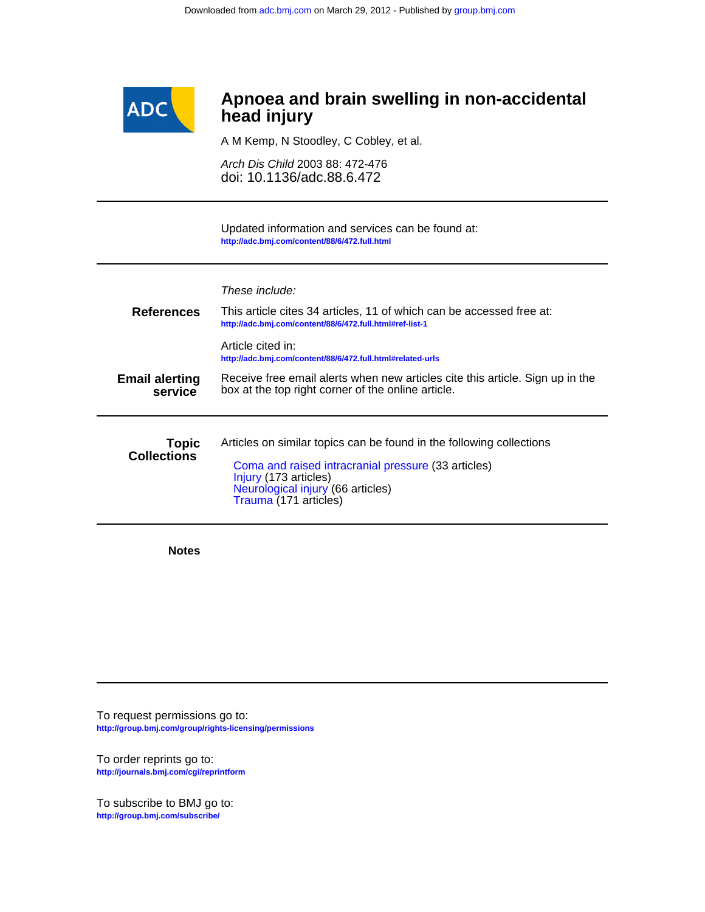Downloaded from adc.bmj.com on March 29, 2012 - Published by group.bmj.com

ADC

# Apnoea and brain swelling in non-accidental head injury

A M Kemp, N Stoodley, C Cobley, et al.

*Arch Dis Child* 2003 88: 472-476
doi: 10.1136/adc.88.6.472

---

Updated information and services can be found at:
http://adc.bmj.com/content/88/6/472.full.html

---

*These include:*

**References**

This article cites 34 articles, 11 of which can be accessed free at:
http://adc.bmj.com/content/88/6/472.full.html#ref-list-1

Article cited in:
http://adc.bmj.com/content/88/6/472.full.html#related-urls

**Email alerting service**

Receive free email alerts when new articles cite this article. Sign up in the box at the top right corner of the online article.

---

**Topic Collections**

Articles on similar topics can be found in the following collections

- Coma and raised intracranial pressure (33 articles)
- Injury (173 articles)
- Neurological injury (66 articles)
- Trauma (171 articles)

---

**Notes**

---

To request permissions go to:
http://group.bmj.com/group/rights-licensing/permissions

To order reprints go to:
http://journals.bmj.com/cgi/reprintform

To subscribe to BMJ go to:
http://group.bmj.com/subscribe/